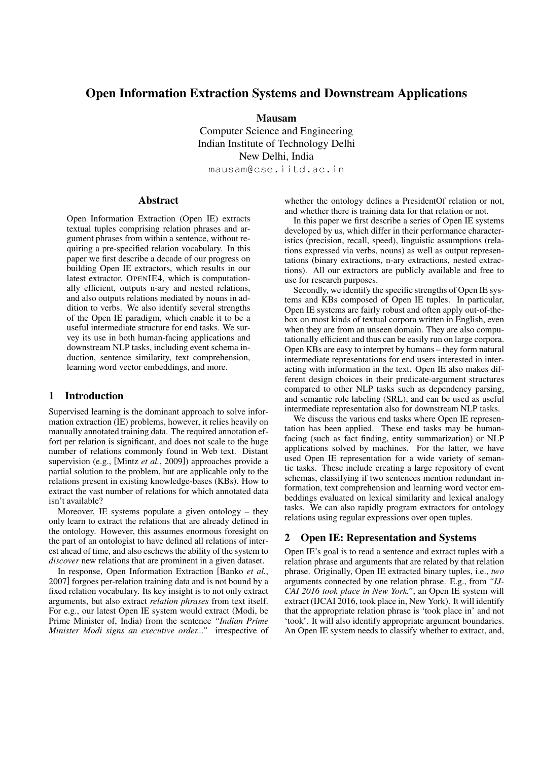# Open Information Extraction Systems and Downstream Applications

**Mausam**

Computer Science and Engineering
Indian Institute of Technology Delhi
New Delhi, India
mausam@cse.iitd.ac.in

## Abstract

Open Information Extraction (Open IE) extracts textual tuples comprising relation phrases and argument phrases from within a sentence, without requiring a pre-specified relation vocabulary. In this paper we first describe a decade of our progress on building Open IE extractors, which results in our latest extractor, OPENIE4, which is computationally efficient, outputs n-ary and nested relations, and also outputs relations mediated by nouns in addition to verbs. We also identify several strengths of the Open IE paradigm, which enable it to be a useful intermediate structure for end tasks. We survey its use in both human-facing applications and downstream NLP tasks, including event schema induction, sentence similarity, text comprehension, learning word vector embeddings, and more.

## 1 Introduction

Supervised learning is the dominant approach to solve information extraction (IE) problems, however, it relies heavily on manually annotated training data. The required annotation effort per relation is significant, and does not scale to the huge number of relations commonly found in Web text. Distant supervision (e.g., [Mintz *et al.*, 2009]) approaches provide a partial solution to the problem, but are applicable only to the relations present in existing knowledge-bases (KBs). How to extract the vast number of relations for which annotated data isn't available?

Moreover, IE systems populate a given ontology – they only learn to extract the relations that are already defined in the ontology. However, this assumes enormous foresight on the part of an ontologist to have defined all relations of interest ahead of time, and also eschews the ability of the system to *discover* new relations that are prominent in a given dataset.

In response, Open Information Extraction [Banko *et al.*, 2007] forgoes per-relation training data and is not bound by a fixed relation vocabulary. Its key insight is to not only extract arguments, but also extract *relation phrases* from text itself. For e.g., our latest Open IE system would extract (Modi, be Prime Minister of, India) from the sentence *"Indian Prime Minister Modi signs an executive order..."* irrespective of whether the ontology defines a PresidentOf relation or not, and whether there is training data for that relation or not.

In this paper we first describe a series of Open IE systems developed by us, which differ in their performance characteristics (precision, recall, speed), linguistic assumptions (relations expressed via verbs, nouns) as well as output representations (binary extractions, n-ary extractions, nested extractions). All our extractors are publicly available and free to use for research purposes.

Secondly, we identify the specific strengths of Open IE systems and KBs composed of Open IE tuples. In particular, Open IE systems are fairly robust and often apply out-of-the-box on most kinds of textual corpora written in English, even when they are from an unseen domain. They are also computationally efficient and thus can be easily run on large corpora. Open KBs are easy to interpret by humans – they form natural intermediate representations for end users interested in interacting with information in the text. Open IE also makes different design choices in their predicate-argument structures compared to other NLP tasks such as dependency parsing, and semantic role labeling (SRL), and can be used as useful intermediate representation also for downstream NLP tasks.

We discuss the various end tasks where Open IE representation has been applied. These end tasks may be human-facing (such as fact finding, entity summarization) or NLP applications solved by machines. For the latter, we have used Open IE representation for a wide variety of semantic tasks. These include creating a large repository of event schemas, classifying if two sentences mention redundant information, text comprehension and learning word vector embeddings evaluated on lexical similarity and lexical analogy tasks. We can also rapidly program extractors for ontology relations using regular expressions over open tuples.

## 2 Open IE: Representation and Systems

Open IE's goal is to read a sentence and extract tuples with a relation phrase and arguments that are related by that relation phrase. Originally, Open IE extracted binary tuples, i.e., *two* arguments connected by one relation phrase. E.g., from *"IJCAI 2016 took place in New York."*, an Open IE system will extract (IJCAI 2016, took place in, New York). It will identify that the appropriate relation phrase is 'took place in' and not 'took'. It will also identify appropriate argument boundaries. An Open IE system needs to classify whether to extract, and,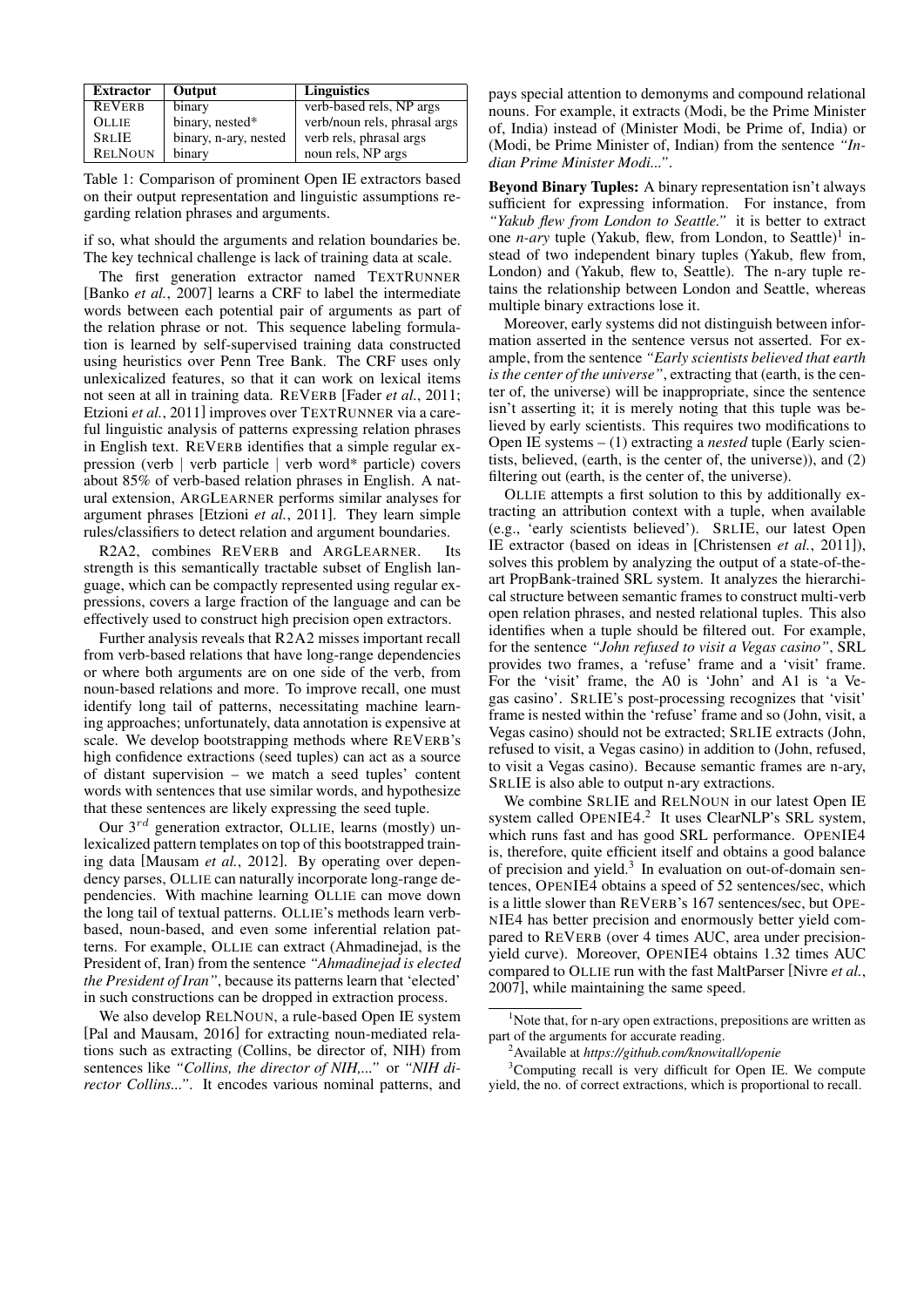| Extractor | Output | Linguistics |
|---|---|---|
| REVERB | binary | verb-based rels, NP args |
| OLLIE | binary, nested* | verb/noun rels, phrasal args |
| SRLIE | binary, n-ary, nested | verb rels, phrasal args |
| RELNOUN | binary | noun rels, NP args |

Table 1: Comparison of prominent Open IE extractors based on their output representation and linguistic assumptions regarding relation phrases and arguments.

if so, what should the arguments and relation boundaries be. The key technical challenge is lack of training data at scale.

The first generation extractor named TEXTRUNNER [Banko *et al.*, 2007] learns a CRF to label the intermediate words between each potential pair of arguments as part of the relation phrase or not. This sequence labeling formulation is learned by self-supervised training data constructed using heuristics over Penn Tree Bank. The CRF uses only unlexicalized features, so that it can work on lexical items not seen at all in training data. REVERB [Fader *et al.*, 2011; Etzioni *et al.*, 2011] improves over TEXTRUNNER via a careful linguistic analysis of patterns expressing relation phrases in English text. REVERB identifies that a simple regular expression (verb | verb particle | verb word* particle) covers about 85% of verb-based relation phrases in English. A natural extension, ARGLEARNER performs similar analyses for argument phrases [Etzioni *et al.*, 2011]. They learn simple rules/classifiers to detect relation and argument boundaries.

R2A2, combines REVERB and ARGLEARNER. Its strength is this semantically tractable subset of English language, which can be compactly represented using regular expressions, covers a large fraction of the language and can be effectively used to construct high precision open extractors.

Further analysis reveals that R2A2 misses important recall from verb-based relations that have long-range dependencies or where both arguments are on one side of the verb, from noun-based relations and more. To improve recall, one must identify long tail of patterns, necessitating machine learning approaches; unfortunately, data annotation is expensive at scale. We develop bootstrapping methods where REVERB's high confidence extractions (seed tuples) can act as a source of distant supervision – we match a seed tuples' content words with sentences that use similar words, and hypothesize that these sentences are likely expressing the seed tuple.

Our $3^{rd}$ generation extractor, OLLIE, learns (mostly) unlexicalized pattern templates on top of this bootstrapped training data [Mausam *et al.*, 2012]. By operating over dependency parses, OLLIE can naturally incorporate long-range dependencies. With machine learning OLLIE can move down the long tail of textual patterns. OLLIE's methods learn verb-based, noun-based, and even some inferential relation patterns. For example, OLLIE can extract (Ahmadinejad, is the President of, Iran) from the sentence *"Ahmadinejad is elected the President of Iran"*, because its patterns learn that 'elected' in such constructions can be dropped in extraction process.

We also develop RELNOUN, a rule-based Open IE system [Pal and Mausam, 2016] for extracting noun-mediated relations such as extracting (Collins, be director of, NIH) from sentences like *"Collins, the director of NIH,..."* or *"NIH director Collins..."*. It encodes various nominal patterns, and pays special attention to demonyms and compound relational nouns. For example, it extracts (Modi, be the Prime Minister of, India) instead of (Minister Modi, be Prime of, India) or (Modi, be Prime Minister of, Indian) from the sentence *"Indian Prime Minister Modi..."*.

**Beyond Binary Tuples:** A binary representation isn't always sufficient for expressing information. For instance, from *"Yakub flew from London to Seattle."* it is better to extract one *n-ary* tuple (Yakub, flew, from London, to Seattle)[1] instead of two independent binary tuples (Yakub, flew from, London) and (Yakub, flew to, Seattle). The n-ary tuple retains the relationship between London and Seattle, whereas multiple binary extractions lose it.

Moreover, early systems did not distinguish between information asserted in the sentence versus not asserted. For example, from the sentence *"Early scientists believed that earth is the center of the universe"*, extracting that (earth, is the center of, the universe) will be inappropriate, since the sentence isn't asserting it; it is merely noting that this tuple was believed by early scientists. This requires two modifications to Open IE systems – (1) extracting a *nested* tuple (Early scientists, believed, (earth, is the center of, the universe)), and (2) filtering out (earth, is the center of, the universe).

OLLIE attempts a first solution to this by additionally extracting an attribution context with a tuple, when available (e.g., 'early scientists believed'). SRLIE, our latest Open IE extractor (based on ideas in [Christensen *et al.*, 2011]), solves this problem by analyzing the output of a state-of-the-art PropBank-trained SRL system. It analyzes the hierarchical structure between semantic frames to construct multi-verb open relation phrases, and nested relational tuples. This also identifies when a tuple should be filtered out. For example, for the sentence *"John refused to visit a Vegas casino"*, SRL provides two frames, a 'refuse' frame and a 'visit' frame. For the 'visit' frame, the A0 is 'John' and A1 is 'a Vegas casino'. SRLIE's post-processing recognizes that 'visit' frame is nested within the 'refuse' frame and so (John, visit, a Vegas casino) should not be extracted; SRLIE extracts (John, refused to visit, a Vegas casino) in addition to (John, refused, to visit a Vegas casino). Because semantic frames are n-ary, SRLIE is also able to output n-ary extractions.

We combine SRLIE and RELNOUN in our latest Open IE system called OPENIE4.[2] It uses ClearNLP's SRL system, which runs fast and has good SRL performance. OPENIE4 is, therefore, quite efficient itself and obtains a good balance of precision and yield.[3] In evaluation on out-of-domain sentences, OPENIE4 obtains a speed of 52 sentences/sec, which is a little slower than REVERB's 167 sentences/sec, but OPENIE4 has better precision and enormously better yield compared to REVERB (over 4 times AUC, area under precision-yield curve). Moreover, OPENIE4 obtains 1.32 times AUC compared to OLLIE run with the fast MaltParser [Nivre *et al.*, 2007], while maintaining the same speed.

[1]Note that, for n-ary open extractions, prepositions are written as part of the arguments for accurate reading.

[2]Available at *https://github.com/knowitall/openie*

[3]Computing recall is very difficult for Open IE. We compute yield, the no. of correct extractions, which is proportional to recall.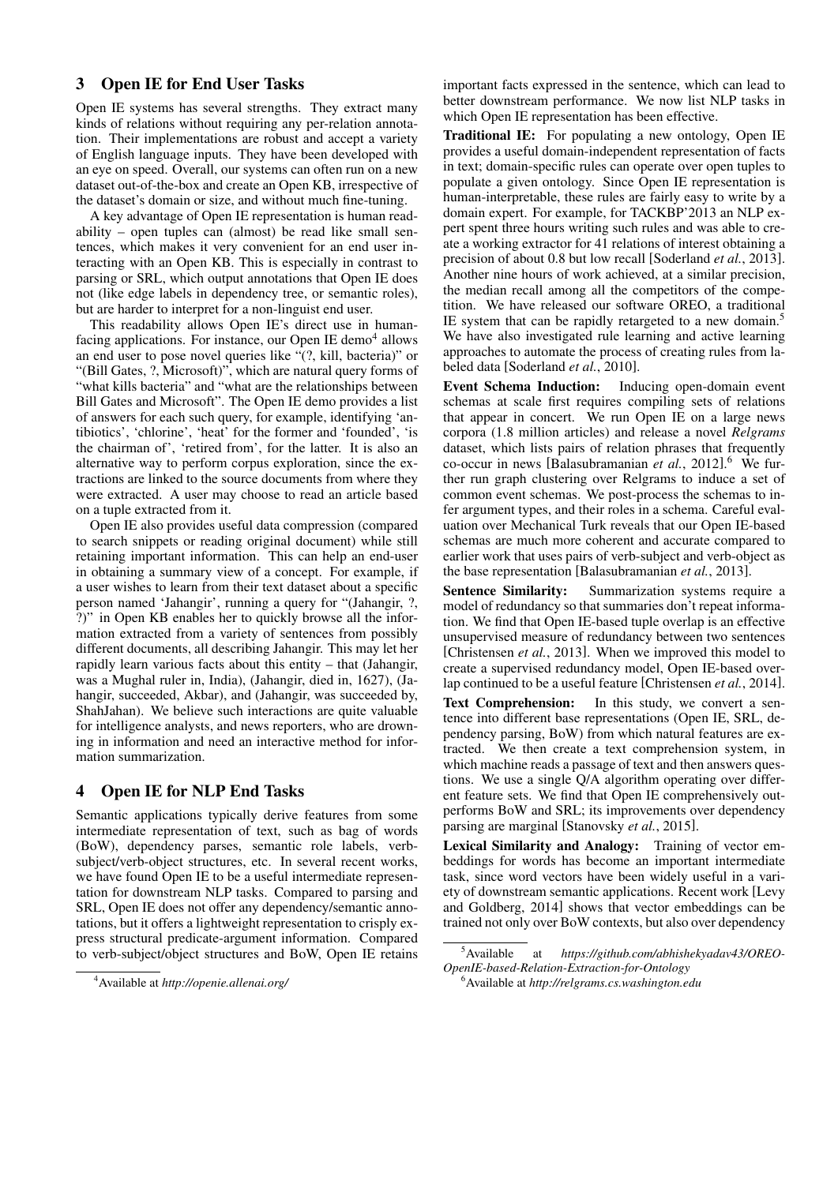## 3 Open IE for End User Tasks

Open IE systems has several strengths. They extract many kinds of relations without requiring any per-relation annotation. Their implementations are robust and accept a variety of English language inputs. They have been developed with an eye on speed. Overall, our systems can often run on a new dataset out-of-the-box and create an Open KB, irrespective of the dataset's domain or size, and without much fine-tuning.

A key advantage of Open IE representation is human readability – open tuples can (almost) be read like small sentences, which makes it very convenient for an end user interacting with an Open KB. This is especially in contrast to parsing or SRL, which output annotations that Open IE does not (like edge labels in dependency tree, or semantic roles), but are harder to interpret for a non-linguist end user.

This readability allows Open IE's direct use in human-facing applications. For instance, our Open IE demo[4] allows an end user to pose novel queries like "(?, kill, bacteria)" or "(Bill Gates, ?, Microsoft)", which are natural query forms of "what kills bacteria" and "what are the relationships between Bill Gates and Microsoft". The Open IE demo provides a list of answers for each such query, for example, identifying 'antibiotics', 'chlorine', 'heat' for the former and 'founded', 'is the chairman of', 'retired from', for the latter. It is also an alternative way to perform corpus exploration, since the extractions are linked to the source documents from where they were extracted. A user may choose to read an article based on a tuple extracted from it.

Open IE also provides useful data compression (compared to search snippets or reading original document) while still retaining important information. This can help an end-user in obtaining a summary view of a concept. For example, if a user wishes to learn from their text dataset about a specific person named 'Jahangir', running a query for "(Jahangir, ?, ?)" in Open KB enables her to quickly browse all the information extracted from a variety of sentences from possibly different documents, all describing Jahangir. This may let her rapidly learn various facts about this entity – that (Jahangir, was a Mughal ruler in, India), (Jahangir, died in, 1627), (Jahangir, succeeded, Akbar), and (Jahangir, was succeeded by, ShahJahan). We believe such interactions are quite valuable for intelligence analysts, and news reporters, who are drowning in information and need an interactive method for information summarization.

## 4 Open IE for NLP End Tasks

Semantic applications typically derive features from some intermediate representation of text, such as bag of words (BoW), dependency parses, semantic role labels, verb-subject/verb-object structures, etc. In several recent works, we have found Open IE to be a useful intermediate representation for downstream NLP tasks. Compared to parsing and SRL, Open IE does not offer any dependency/semantic annotations, but it offers a lightweight representation to crisply express structural predicate-argument information. Compared to verb-subject/object structures and BoW, Open IE retains important facts expressed in the sentence, which can lead to better downstream performance. We now list NLP tasks in which Open IE representation has been effective.

**Traditional IE:** For populating a new ontology, Open IE provides a useful domain-independent representation of facts in text; domain-specific rules can operate over open tuples to populate a given ontology. Since Open IE representation is human-interpretable, these rules are fairly easy to write by a domain expert. For example, for TACKBP'2013 an NLP expert spent three hours writing such rules and was able to create a working extractor for 41 relations of interest obtaining a precision of about 0.8 but low recall [Soderland *et al.*, 2013]. Another nine hours of work achieved, at a similar precision, the median recall among all the competitors of the competition. We have released our software OREO, a traditional IE system that can be rapidly retargeted to a new domain.[5] We have also investigated rule learning and active learning approaches to automate the process of creating rules from labeled data [Soderland *et al.*, 2010].

**Event Schema Induction:** Inducing open-domain event schemas at scale first requires compiling sets of relations that appear in concert. We run Open IE on a large news corpora (1.8 million articles) and release a novel *Relgrams* dataset, which lists pairs of relation phrases that frequently co-occur in news [Balasubramanian *et al.*, 2012].[6] We further run graph clustering over Relgrams to induce a set of common event schemas. We post-process the schemas to infer argument types, and their roles in a schema. Careful evaluation over Mechanical Turk reveals that our Open IE-based schemas are much more coherent and accurate compared to earlier work that uses pairs of verb-subject and verb-object as the base representation [Balasubramanian *et al.*, 2013].

**Sentence Similarity:** Summarization systems require a model of redundancy so that summaries don't repeat information. We find that Open IE-based tuple overlap is an effective unsupervised measure of redundancy between two sentences [Christensen *et al.*, 2013]. When we improved this model to create a supervised redundancy model, Open IE-based overlap continued to be a useful feature [Christensen *et al.*, 2014].

**Text Comprehension:** In this study, we convert a sentence into different base representations (Open IE, SRL, dependency parsing, BoW) from which natural features are extracted. We then create a text comprehension system, in which machine reads a passage of text and then answers questions. We use a single Q/A algorithm operating over different feature sets. We find that Open IE comprehensively outperforms BoW and SRL; its improvements over dependency parsing are marginal [Stanovsky *et al.*, 2015].

**Lexical Similarity and Analogy:** Training of vector embeddings for words has become an important intermediate task, since word vectors have been widely useful in a variety of downstream semantic applications. Recent work [Levy and Goldberg, 2014] shows that vector embeddings can be trained not only over BoW contexts, but also over dependency

[4] Available at *http://openie.allenai.org/*

[5] Available at *https://github.com/abhishekyadav43/OREO-OpenIE-based-Relation-Extraction-for-Ontology*

[6] Available at *http://relgrams.cs.washington.edu*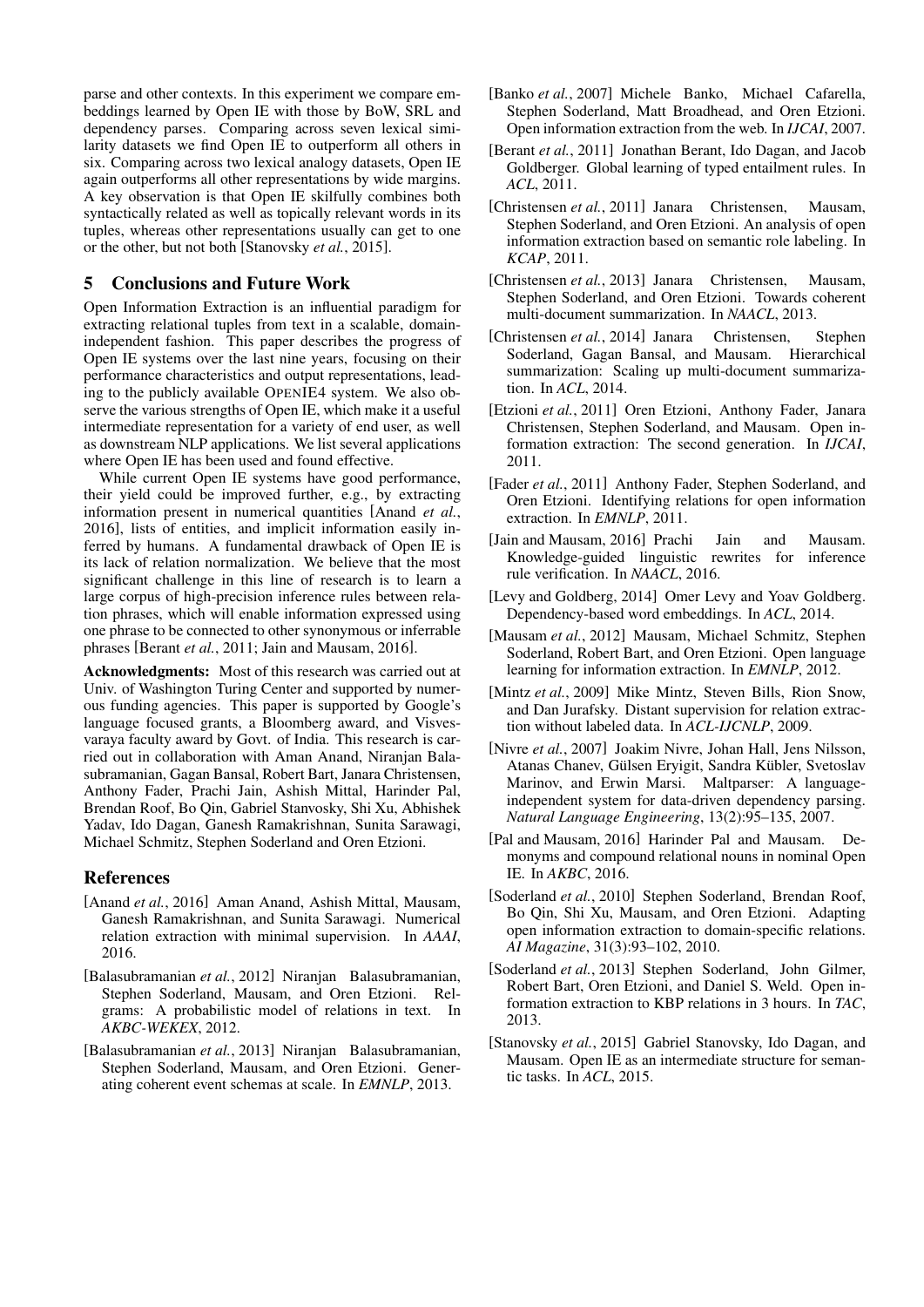parse and other contexts. In this experiment we compare embeddings learned by Open IE with those by BoW, SRL and dependency parses. Comparing across seven lexical similarity datasets we find Open IE to outperform all others in six. Comparing across two lexical analogy datasets, Open IE again outperforms all other representations by wide margins. A key observation is that Open IE skilfully combines both syntactically related as well as topically relevant words in its tuples, whereas other representations usually can get to one or the other, but not both [Stanovsky *et al.*, 2015].

## 5 Conclusions and Future Work

Open Information Extraction is an influential paradigm for extracting relational tuples from text in a scalable, domain-independent fashion. This paper describes the progress of Open IE systems over the last nine years, focusing on their performance characteristics and output representations, leading to the publicly available OPENIE4 system. We also observe the various strengths of Open IE, which make it a useful intermediate representation for a variety of end user, as well as downstream NLP applications. We list several applications where Open IE has been used and found effective.

While current Open IE systems have good performance, their yield could be improved further, e.g., by extracting information present in numerical quantities [Anand *et al.*, 2016], lists of entities, and implicit information easily inferred by humans. A fundamental drawback of Open IE is its lack of relation normalization. We believe that the most significant challenge in this line of research is to learn a large corpus of high-precision inference rules between relation phrases, which will enable information expressed using one phrase to be connected to other synonymous or inferrable phrases [Berant *et al.*, 2011; Jain and Mausam, 2016].

**Acknowledgments:** Most of this research was carried out at Univ. of Washington Turing Center and supported by numerous funding agencies. This paper is supported by Google's language focused grants, a Bloomberg award, and Visvesvaraya faculty award by Govt. of India. This research is carried out in collaboration with Aman Anand, Niranjan Balasubramanian, Gagan Bansal, Robert Bart, Janara Christensen, Anthony Fader, Prachi Jain, Ashish Mittal, Harinder Pal, Brendan Roof, Bo Qin, Gabriel Stanvosky, Shi Xu, Abhishek Yadav, Ido Dagan, Ganesh Ramakrishnan, Sunita Sarawagi, Michael Schmitz, Stephen Soderland and Oren Etzioni.

## References

[Anand *et al.*, 2016] Aman Anand, Ashish Mittal, Mausam, Ganesh Ramakrishnan, and Sunita Sarawagi. Numerical relation extraction with minimal supervision. In *AAAI*, 2016.

[Balasubramanian *et al.*, 2012] Niranjan Balasubramanian, Stephen Soderland, Mausam, and Oren Etzioni. Rel-grams: A probabilistic model of relations in text. In *AKBC-WEKEX*, 2012.

[Balasubramanian *et al.*, 2013] Niranjan Balasubramanian, Stephen Soderland, Mausam, and Oren Etzioni. Generating coherent event schemas at scale. In *EMNLP*, 2013.

[Banko *et al.*, 2007] Michele Banko, Michael Cafarella, Stephen Soderland, Matt Broadhead, and Oren Etzioni. Open information extraction from the web. In *IJCAI*, 2007.

[Berant *et al.*, 2011] Jonathan Berant, Ido Dagan, and Jacob Goldberger. Global learning of typed entailment rules. In *ACL*, 2011.

[Christensen *et al.*, 2011] Janara Christensen, Mausam, Stephen Soderland, and Oren Etzioni. An analysis of open information extraction based on semantic role labeling. In *KCAP*, 2011.

[Christensen *et al.*, 2013] Janara Christensen, Mausam, Stephen Soderland, and Oren Etzioni. Towards coherent multi-document summarization. In *NAACL*, 2013.

[Christensen *et al.*, 2014] Janara Christensen, Stephen Soderland, Gagan Bansal, and Mausam. Hierarchical summarization: Scaling up multi-document summarization. In *ACL*, 2014.

[Etzioni *et al.*, 2011] Oren Etzioni, Anthony Fader, Janara Christensen, Stephen Soderland, and Mausam. Open information extraction: The second generation. In *IJCAI*, 2011.

[Fader *et al.*, 2011] Anthony Fader, Stephen Soderland, and Oren Etzioni. Identifying relations for open information extraction. In *EMNLP*, 2011.

[Jain and Mausam, 2016] Prachi Jain and Mausam. Knowledge-guided linguistic rewrites for inference rule verification. In *NAACL*, 2016.

[Levy and Goldberg, 2014] Omer Levy and Yoav Goldberg. Dependency-based word embeddings. In *ACL*, 2014.

[Mausam *et al.*, 2012] Mausam, Michael Schmitz, Stephen Soderland, Robert Bart, and Oren Etzioni. Open language learning for information extraction. In *EMNLP*, 2012.

[Mintz *et al.*, 2009] Mike Mintz, Steven Bills, Rion Snow, and Dan Jurafsky. Distant supervision for relation extraction without labeled data. In *ACL-IJCNLP*, 2009.

[Nivre *et al.*, 2007] Joakim Nivre, Johan Hall, Jens Nilsson, Atanas Chanev, Gülsen Eryigit, Sandra Kübler, Svetoslav Marinov, and Erwin Marsi. Maltparser: A language-independent system for data-driven dependency parsing. *Natural Language Engineering*, 13(2):95–135, 2007.

[Pal and Mausam, 2016] Harinder Pal and Mausam. Demonyms and compound relational nouns in nominal Open IE. In *AKBC*, 2016.

[Soderland *et al.*, 2010] Stephen Soderland, Brendan Roof, Bo Qin, Shi Xu, Mausam, and Oren Etzioni. Adapting open information extraction to domain-specific relations. *AI Magazine*, 31(3):93–102, 2010.

[Soderland *et al.*, 2013] Stephen Soderland, John Gilmer, Robert Bart, Oren Etzioni, and Daniel S. Weld. Open information extraction to KBP relations in 3 hours. In *TAC*, 2013.

[Stanovsky *et al.*, 2015] Gabriel Stanovsky, Ido Dagan, and Mausam. Open IE as an intermediate structure for semantic tasks. In *ACL*, 2015.